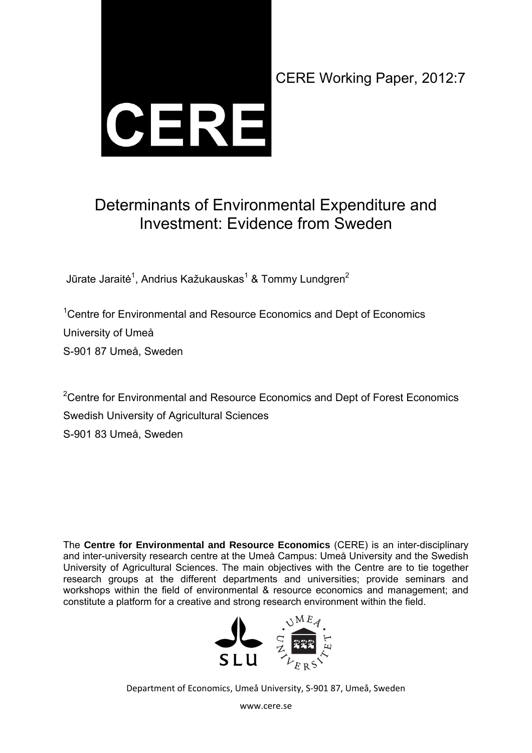CERE

CERE Working Paper, 2012:7

# Determinants of Environmental Expenditure and Investment: Evidence from Sweden

Jūrate Jaraitė[1], Andrius Kažukauskas[1] & Tommy Lundgren[2]

[1]Centre for Environmental and Resource Economics and Dept of Economics
University of Umeå
S-901 87 Umeå, Sweden

[2]Centre for Environmental and Resource Economics and Dept of Forest Economics
Swedish University of Agricultural Sciences
S-901 83 Umeå, Sweden

The **Centre for Environmental and Resource Economics** (CERE) is an inter-disciplinary and inter-university research centre at the Umeå Campus: Umeå University and the Swedish University of Agricultural Sciences. The main objectives with the Centre are to tie together research groups at the different departments and universities; provide seminars and workshops within the field of environmental & resource economics and management; and constitute a platform for a creative and strong research environment within the field.

SLU UMEÅ UNIVERSITET

Department of Economics, Umeå University, S-901 87, Umeå, Sweden

www.cere.se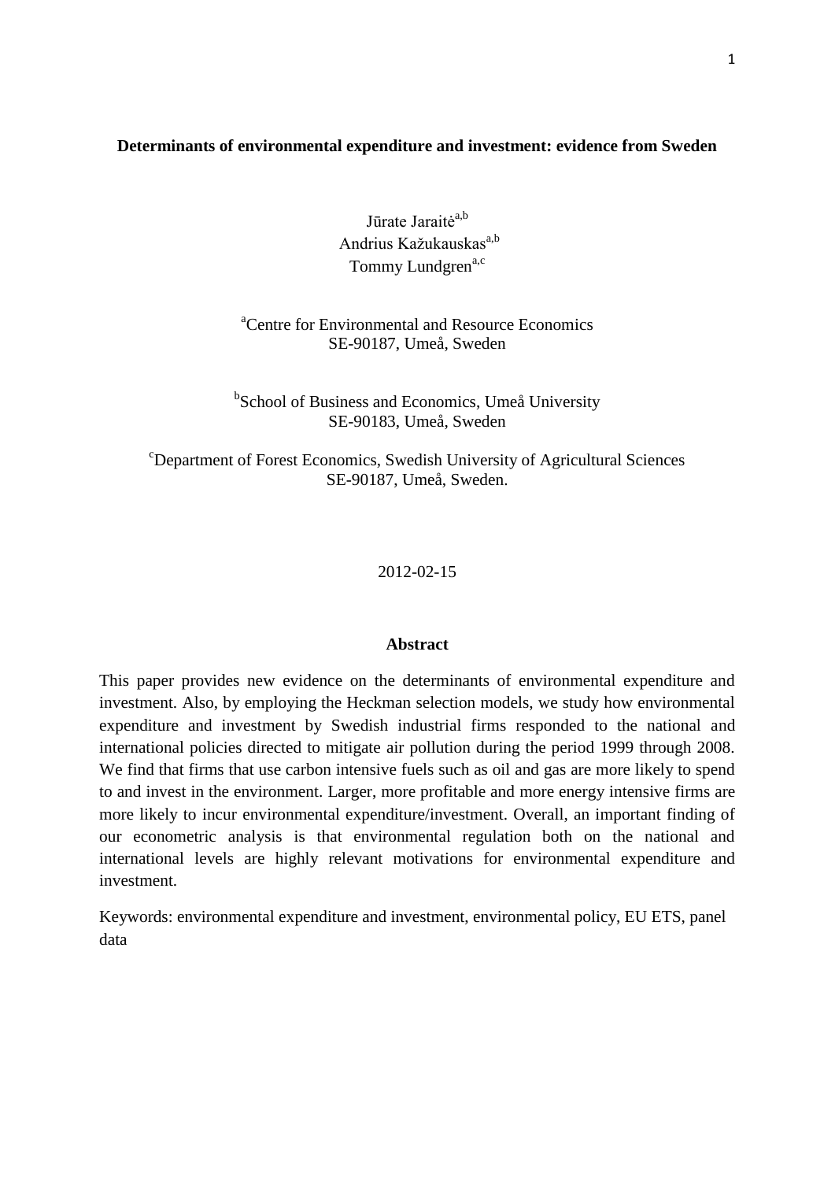**Determinants of environmental expenditure and investment: evidence from Sweden**

Jūrate Jaraitė[a,b]
Andrius Kažukauskas[a,b]
Tommy Lundgren[a,c]

[a]Centre for Environmental and Resource Economics
SE-90187, Umeå, Sweden

[b]School of Business and Economics, Umeå University
SE-90183, Umeå, Sweden

[c]Department of Forest Economics, Swedish University of Agricultural Sciences
SE-90187, Umeå, Sweden.

2012-02-15

**Abstract**

This paper provides new evidence on the determinants of environmental expenditure and investment. Also, by employing the Heckman selection models, we study how environmental expenditure and investment by Swedish industrial firms responded to the national and international policies directed to mitigate air pollution during the period 1999 through 2008. We find that firms that use carbon intensive fuels such as oil and gas are more likely to spend to and invest in the environment. Larger, more profitable and more energy intensive firms are more likely to incur environmental expenditure/investment. Overall, an important finding of our econometric analysis is that environmental regulation both on the national and international levels are highly relevant motivations for environmental expenditure and investment.

Keywords: environmental expenditure and investment, environmental policy, EU ETS, panel data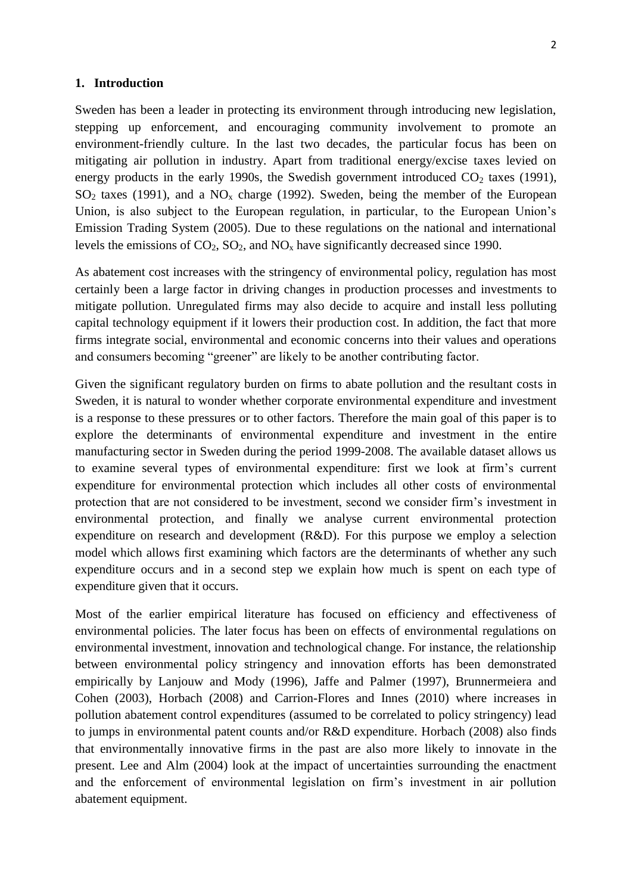## 1. Introduction

Sweden has been a leader in protecting its environment through introducing new legislation, stepping up enforcement, and encouraging community involvement to promote an environment-friendly culture. In the last two decades, the particular focus has been on mitigating air pollution in industry. Apart from traditional energy/excise taxes levied on energy products in the early 1990s, the Swedish government introduced $CO_2$ taxes (1991), $SO_2$ taxes (1991), and a $NO_x$ charge (1992). Sweden, being the member of the European Union, is also subject to the European regulation, in particular, to the European Union's Emission Trading System (2005). Due to these regulations on the national and international levels the emissions of $CO_2$, $SO_2$, and $NO_x$ have significantly decreased since 1990.

As abatement cost increases with the stringency of environmental policy, regulation has most certainly been a large factor in driving changes in production processes and investments to mitigate pollution. Unregulated firms may also decide to acquire and install less polluting capital technology equipment if it lowers their production cost. In addition, the fact that more firms integrate social, environmental and economic concerns into their values and operations and consumers becoming "greener" are likely to be another contributing factor.

Given the significant regulatory burden on firms to abate pollution and the resultant costs in Sweden, it is natural to wonder whether corporate environmental expenditure and investment is a response to these pressures or to other factors. Therefore the main goal of this paper is to explore the determinants of environmental expenditure and investment in the entire manufacturing sector in Sweden during the period 1999-2008. The available dataset allows us to examine several types of environmental expenditure: first we look at firm's current expenditure for environmental protection which includes all other costs of environmental protection that are not considered to be investment, second we consider firm's investment in environmental protection, and finally we analyse current environmental protection expenditure on research and development (R&D). For this purpose we employ a selection model which allows first examining which factors are the determinants of whether any such expenditure occurs and in a second step we explain how much is spent on each type of expenditure given that it occurs.

Most of the earlier empirical literature has focused on efficiency and effectiveness of environmental policies. The later focus has been on effects of environmental regulations on environmental investment, innovation and technological change. For instance, the relationship between environmental policy stringency and innovation efforts has been demonstrated empirically by Lanjouw and Mody (1996), Jaffe and Palmer (1997), Brunnermeiera and Cohen (2003), Horbach (2008) and Carrion-Flores and Innes (2010) where increases in pollution abatement control expenditures (assumed to be correlated to policy stringency) lead to jumps in environmental patent counts and/or R&D expenditure. Horbach (2008) also finds that environmentally innovative firms in the past are also more likely to innovate in the present. Lee and Alm (2004) look at the impact of uncertainties surrounding the enactment and the enforcement of environmental legislation on firm's investment in air pollution abatement equipment.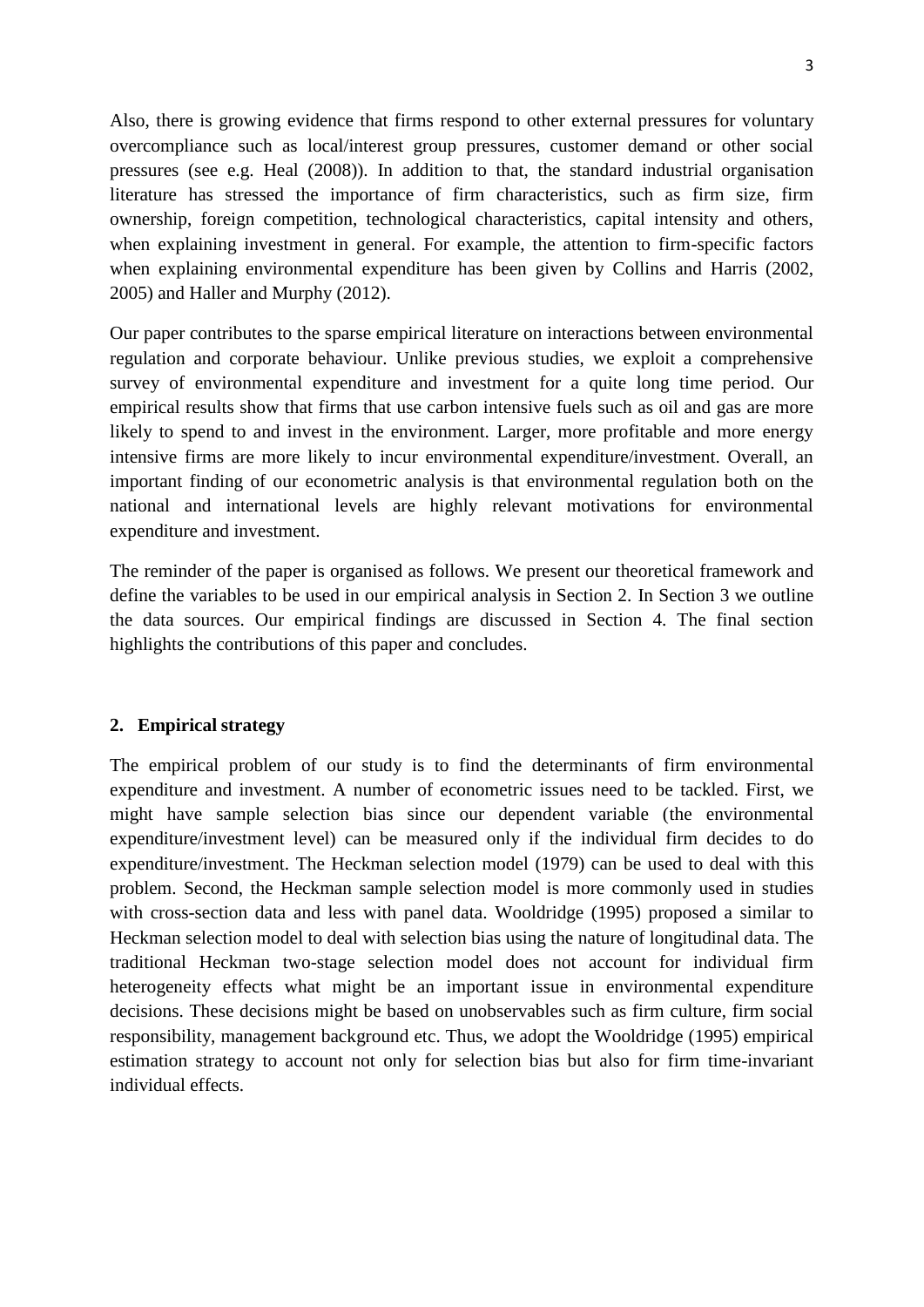Also, there is growing evidence that firms respond to other external pressures for voluntary overcompliance such as local/interest group pressures, customer demand or other social pressures (see e.g. Heal (2008)). In addition to that, the standard industrial organisation literature has stressed the importance of firm characteristics, such as firm size, firm ownership, foreign competition, technological characteristics, capital intensity and others, when explaining investment in general. For example, the attention to firm-specific factors when explaining environmental expenditure has been given by Collins and Harris (2002, 2005) and Haller and Murphy (2012).

Our paper contributes to the sparse empirical literature on interactions between environmental regulation and corporate behaviour. Unlike previous studies, we exploit a comprehensive survey of environmental expenditure and investment for a quite long time period. Our empirical results show that firms that use carbon intensive fuels such as oil and gas are more likely to spend to and invest in the environment. Larger, more profitable and more energy intensive firms are more likely to incur environmental expenditure/investment. Overall, an important finding of our econometric analysis is that environmental regulation both on the national and international levels are highly relevant motivations for environmental expenditure and investment.

The reminder of the paper is organised as follows. We present our theoretical framework and define the variables to be used in our empirical analysis in Section 2. In Section 3 we outline the data sources. Our empirical findings are discussed in Section 4. The final section highlights the contributions of this paper and concludes.

## 2. Empirical strategy

The empirical problem of our study is to find the determinants of firm environmental expenditure and investment. A number of econometric issues need to be tackled. First, we might have sample selection bias since our dependent variable (the environmental expenditure/investment level) can be measured only if the individual firm decides to do expenditure/investment. The Heckman selection model (1979) can be used to deal with this problem. Second, the Heckman sample selection model is more commonly used in studies with cross-section data and less with panel data. Wooldridge (1995) proposed a similar to Heckman selection model to deal with selection bias using the nature of longitudinal data. The traditional Heckman two-stage selection model does not account for individual firm heterogeneity effects what might be an important issue in environmental expenditure decisions. These decisions might be based on unobservables such as firm culture, firm social responsibility, management background etc. Thus, we adopt the Wooldridge (1995) empirical estimation strategy to account not only for selection bias but also for firm time-invariant individual effects.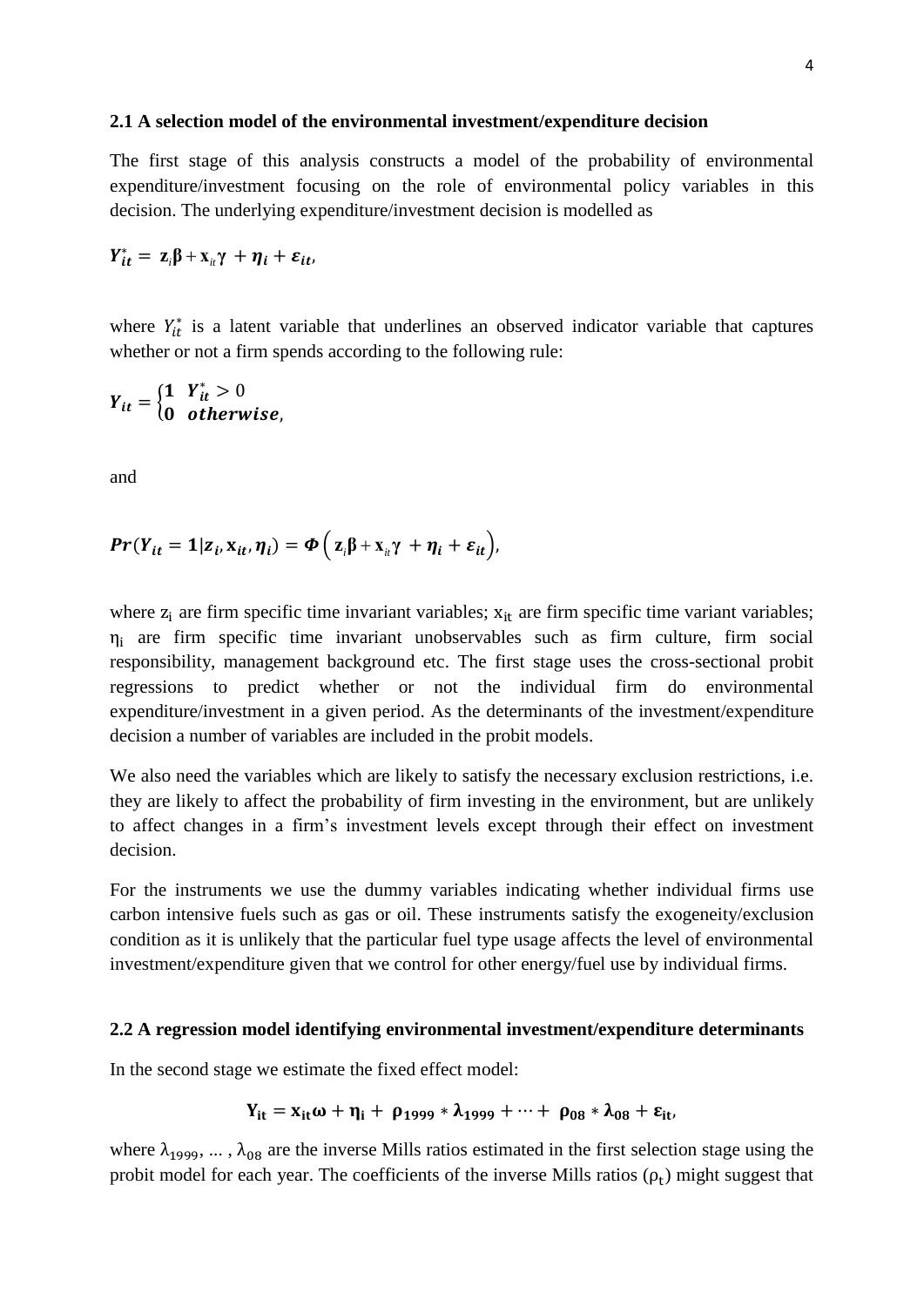### 2.1 A selection model of the environmental investment/expenditure decision

The first stage of this analysis constructs a model of the probability of environmental expenditure/investment focusing on the role of environmental policy variables in this decision. The underlying expenditure/investment decision is modelled as

$$Y_{it}^{*} = \mathbf{z}_i\boldsymbol{\beta} + \mathbf{x}_{it}\boldsymbol{\gamma} + \boldsymbol{\eta}_i + \boldsymbol{\varepsilon}_{it},$$

where $Y_{it}^{*}$ is a latent variable that underlines an observed indicator variable that captures whether or not a firm spends according to the following rule:

$$Y_{it} = \begin{cases} \mathbf{1} & Y_{it}^{*} > 0 \\ \mathbf{0} & \boldsymbol{otherwise}, \end{cases}$$

and

$$\boldsymbol{Pr}(Y_{it} = \mathbf{1} | z_i, \mathbf{x}_{it}, \boldsymbol{\eta}_i) = \boldsymbol{\Phi}\left( \mathbf{z}_i\boldsymbol{\beta} + \mathbf{x}_{it}\boldsymbol{\gamma} + \boldsymbol{\eta}_i + \boldsymbol{\varepsilon}_{it} \right),$$

where $z_i$ are firm specific time invariant variables; $x_{it}$ are firm specific time variant variables; $\eta_i$ are firm specific time invariant unobservables such as firm culture, firm social responsibility, management background etc. The first stage uses the cross-sectional probit regressions to predict whether or not the individual firm do environmental expenditure/investment in a given period. As the determinants of the investment/expenditure decision a number of variables are included in the probit models.

We also need the variables which are likely to satisfy the necessary exclusion restrictions, i.e. they are likely to affect the probability of firm investing in the environment, but are unlikely to affect changes in a firm's investment levels except through their effect on investment decision.

For the instruments we use the dummy variables indicating whether individual firms use carbon intensive fuels such as gas or oil. These instruments satisfy the exogeneity/exclusion condition as it is unlikely that the particular fuel type usage affects the level of environmental investment/expenditure given that we control for other energy/fuel use by individual firms.

### 2.2 A regression model identifying environmental investment/expenditure determinants

In the second stage we estimate the fixed effect model:

$$\mathbf{Y_{it}} = \mathbf{x_{it}}\boldsymbol{\omega} + \boldsymbol{\eta_i} + \boldsymbol{\rho_{1999}} * \boldsymbol{\lambda_{1999}} + \cdots + \boldsymbol{\rho_{08}} * \boldsymbol{\lambda_{08}} + \boldsymbol{\varepsilon_{it}},$$

where $\lambda_{1999}, \ldots, \lambda_{08}$ are the inverse Mills ratios estimated in the first selection stage using the probit model for each year. The coefficients of the inverse Mills ratios ($\rho_t$) might suggest that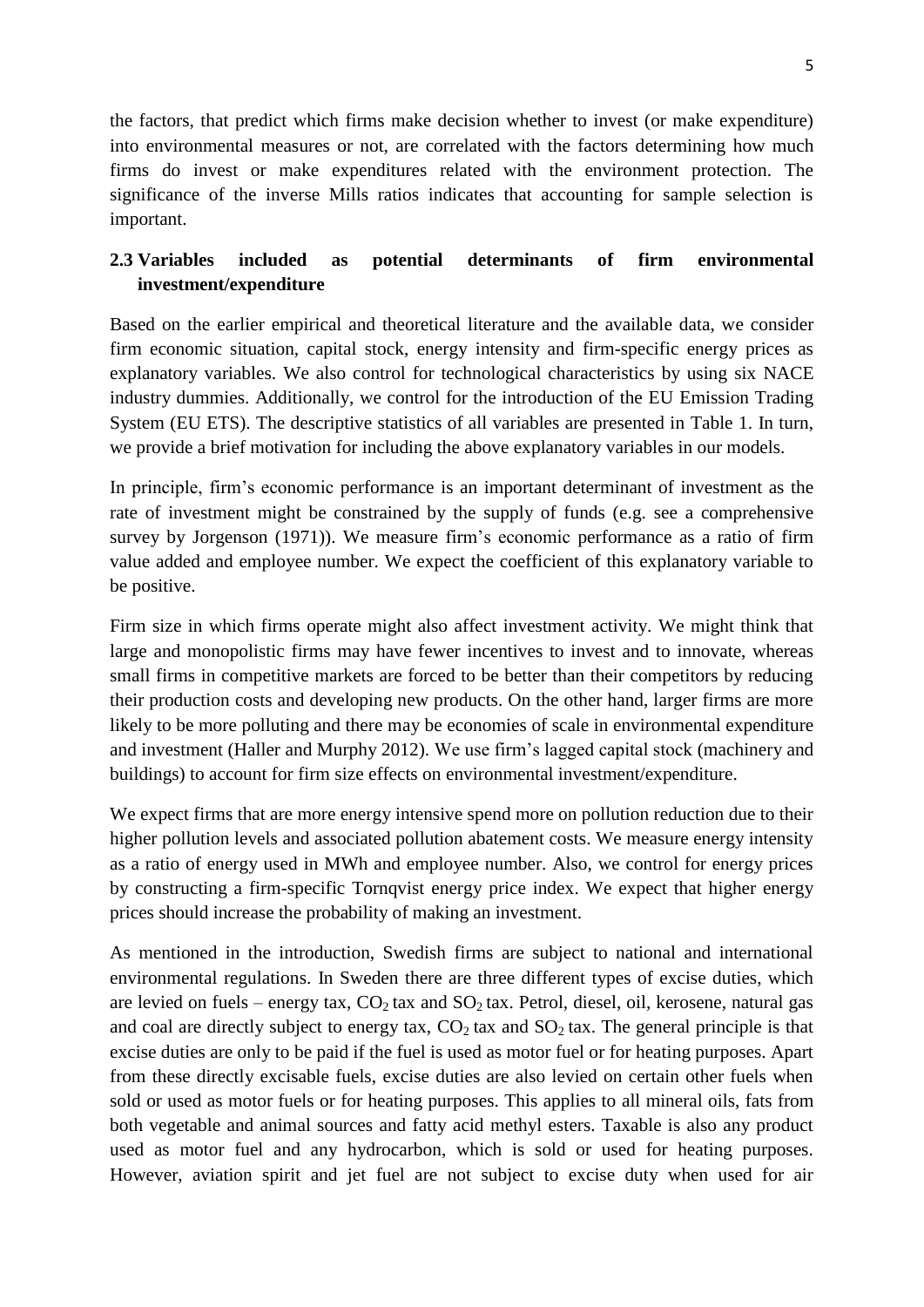the factors, that predict which firms make decision whether to invest (or make expenditure) into environmental measures or not, are correlated with the factors determining how much firms do invest or make expenditures related with the environment protection. The significance of the inverse Mills ratios indicates that accounting for sample selection is important.

### 2.3 Variables included as potential determinants of firm environmental investment/expenditure

Based on the earlier empirical and theoretical literature and the available data, we consider firm economic situation, capital stock, energy intensity and firm-specific energy prices as explanatory variables. We also control for technological characteristics by using six NACE industry dummies. Additionally, we control for the introduction of the EU Emission Trading System (EU ETS). The descriptive statistics of all variables are presented in Table 1. In turn, we provide a brief motivation for including the above explanatory variables in our models.

In principle, firm's economic performance is an important determinant of investment as the rate of investment might be constrained by the supply of funds (e.g. see a comprehensive survey by Jorgenson (1971)). We measure firm's economic performance as a ratio of firm value added and employee number. We expect the coefficient of this explanatory variable to be positive.

Firm size in which firms operate might also affect investment activity. We might think that large and monopolistic firms may have fewer incentives to invest and to innovate, whereas small firms in competitive markets are forced to be better than their competitors by reducing their production costs and developing new products. On the other hand, larger firms are more likely to be more polluting and there may be economies of scale in environmental expenditure and investment (Haller and Murphy 2012). We use firm's lagged capital stock (machinery and buildings) to account for firm size effects on environmental investment/expenditure.

We expect firms that are more energy intensive spend more on pollution reduction due to their higher pollution levels and associated pollution abatement costs. We measure energy intensity as a ratio of energy used in MWh and employee number. Also, we control for energy prices by constructing a firm-specific Tornqvist energy price index. We expect that higher energy prices should increase the probability of making an investment.

As mentioned in the introduction, Swedish firms are subject to national and international environmental regulations. In Sweden there are three different types of excise duties, which are levied on fuels – energy tax, $CO_2$ tax and $SO_2$ tax. Petrol, diesel, oil, kerosene, natural gas and coal are directly subject to energy tax, $CO_2$ tax and $SO_2$ tax. The general principle is that excise duties are only to be paid if the fuel is used as motor fuel or for heating purposes. Apart from these directly excisable fuels, excise duties are also levied on certain other fuels when sold or used as motor fuels or for heating purposes. This applies to all mineral oils, fats from both vegetable and animal sources and fatty acid methyl esters. Taxable is also any product used as motor fuel and any hydrocarbon, which is sold or used for heating purposes. However, aviation spirit and jet fuel are not subject to excise duty when used for air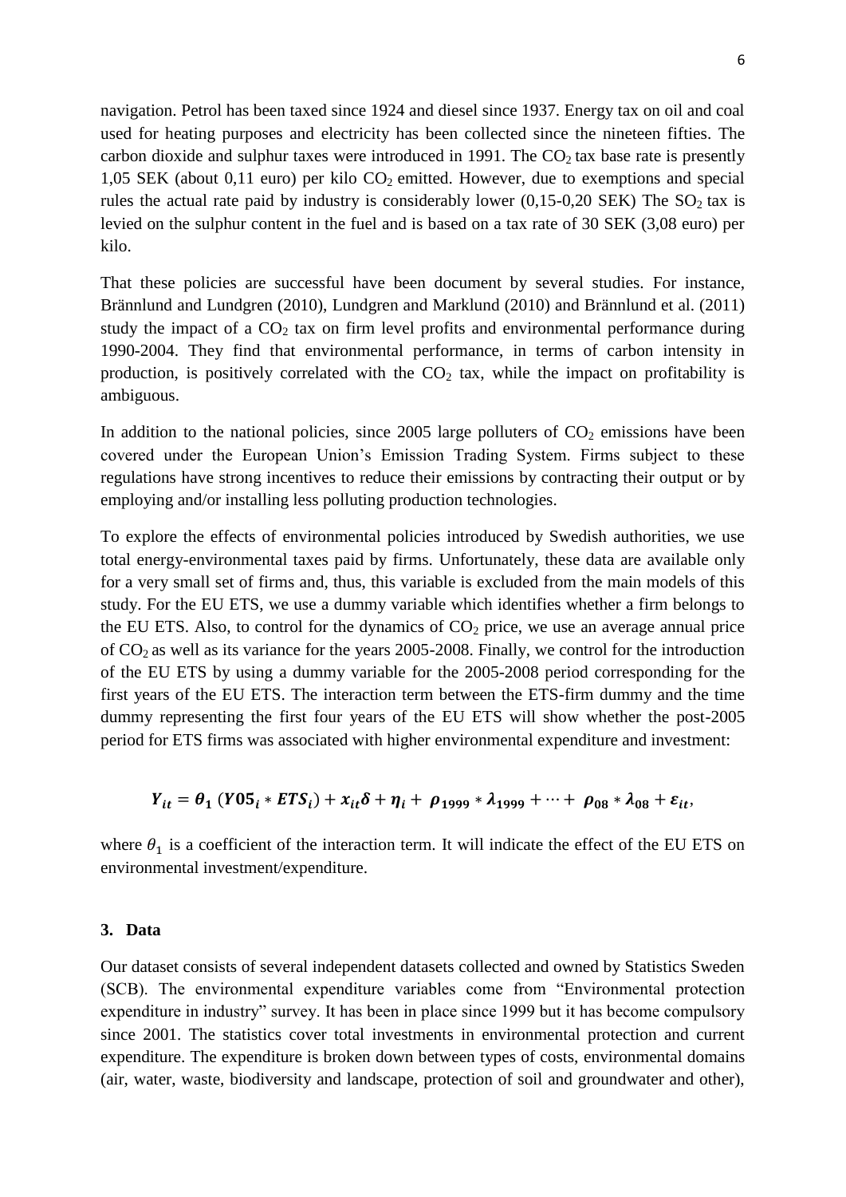navigation. Petrol has been taxed since 1924 and diesel since 1937. Energy tax on oil and coal used for heating purposes and electricity has been collected since the nineteen fifties. The carbon dioxide and sulphur taxes were introduced in 1991. The $CO_2$ tax base rate is presently 1,05 SEK (about 0,11 euro) per kilo $CO_2$ emitted. However, due to exemptions and special rules the actual rate paid by industry is considerably lower (0,15-0,20 SEK) The $SO_2$ tax is levied on the sulphur content in the fuel and is based on a tax rate of 30 SEK (3,08 euro) per kilo.

That these policies are successful have been document by several studies. For instance, Brännlund and Lundgren (2010), Lundgren and Marklund (2010) and Brännlund et al. (2011) study the impact of a $CO_2$ tax on firm level profits and environmental performance during 1990-2004. They find that environmental performance, in terms of carbon intensity in production, is positively correlated with the $CO_2$ tax, while the impact on profitability is ambiguous.

In addition to the national policies, since 2005 large polluters of $CO_2$ emissions have been covered under the European Union's Emission Trading System. Firms subject to these regulations have strong incentives to reduce their emissions by contracting their output or by employing and/or installing less polluting production technologies.

To explore the effects of environmental policies introduced by Swedish authorities, we use total energy-environmental taxes paid by firms. Unfortunately, these data are available only for a very small set of firms and, thus, this variable is excluded from the main models of this study. For the EU ETS, we use a dummy variable which identifies whether a firm belongs to the EU ETS. Also, to control for the dynamics of $CO_2$ price, we use an average annual price of $CO_2$ as well as its variance for the years 2005-2008. Finally, we control for the introduction of the EU ETS by using a dummy variable for the 2005-2008 period corresponding for the first years of the EU ETS. The interaction term between the ETS-firm dummy and the time dummy representing the first four years of the EU ETS will show whether the post-2005 period for ETS firms was associated with higher environmental expenditure and investment:

$$\boldsymbol{Y_{it}} = \boldsymbol{\theta_1} \, (\boldsymbol{Y05_i} * \boldsymbol{ETS_i}) + \boldsymbol{x_{it}}\boldsymbol{\delta} + \boldsymbol{\eta_i} + \boldsymbol{\rho_{1999}} * \boldsymbol{\lambda_{1999}} + \cdots + \boldsymbol{\rho_{08}} * \boldsymbol{\lambda_{08}} + \boldsymbol{\varepsilon_{it}},$$

where $\theta_1$ is a coefficient of the interaction term. It will indicate the effect of the EU ETS on environmental investment/expenditure.

## 3. Data

Our dataset consists of several independent datasets collected and owned by Statistics Sweden (SCB). The environmental expenditure variables come from "Environmental protection expenditure in industry" survey. It has been in place since 1999 but it has become compulsory since 2001. The statistics cover total investments in environmental protection and current expenditure. The expenditure is broken down between types of costs, environmental domains (air, water, waste, biodiversity and landscape, protection of soil and groundwater and other),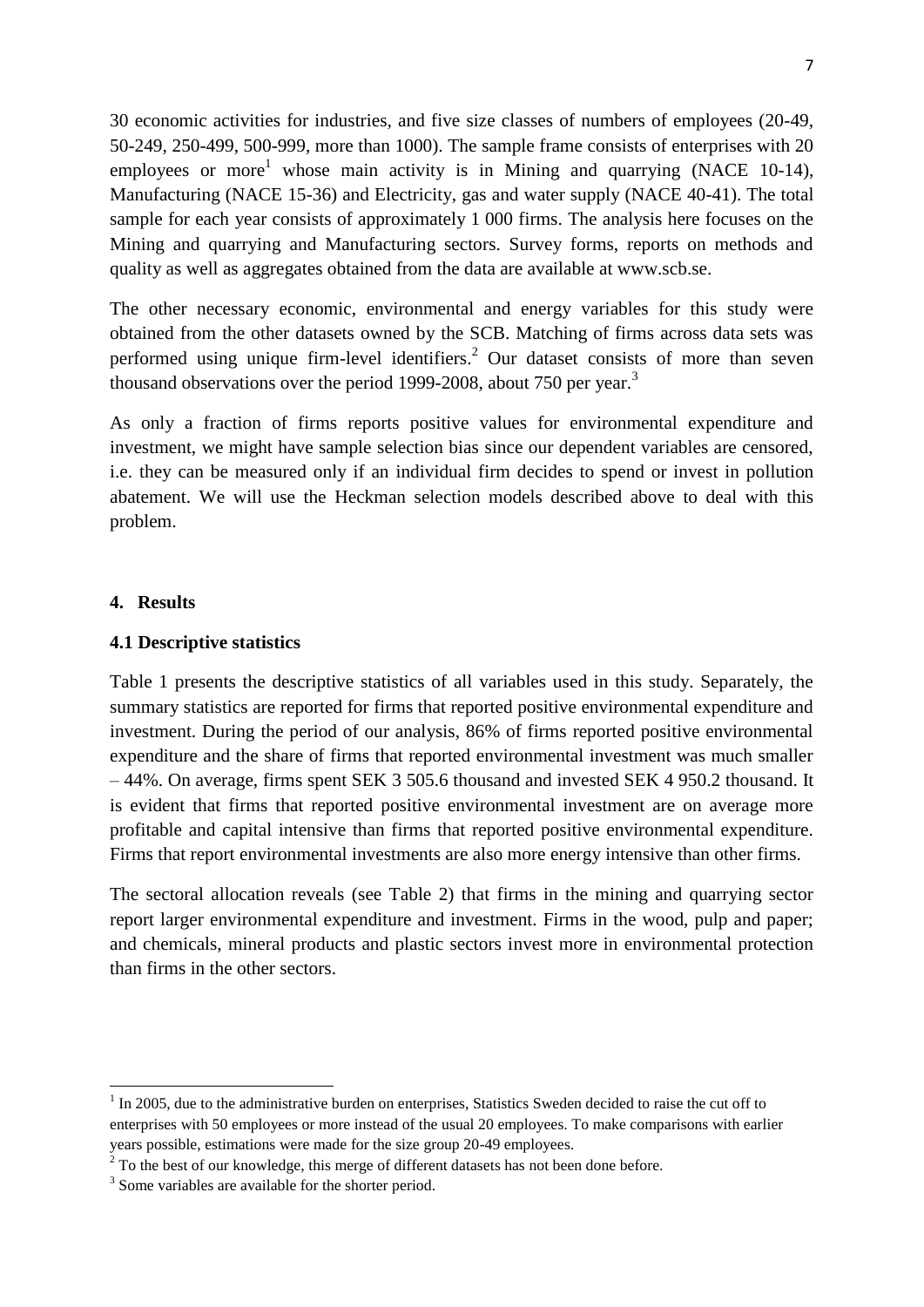30 economic activities for industries, and five size classes of numbers of employees (20-49, 50-249, 250-499, 500-999, more than 1000). The sample frame consists of enterprises with 20 employees or more[1] whose main activity is in Mining and quarrying (NACE 10-14), Manufacturing (NACE 15-36) and Electricity, gas and water supply (NACE 40-41). The total sample for each year consists of approximately 1 000 firms. The analysis here focuses on the Mining and quarrying and Manufacturing sectors. Survey forms, reports on methods and quality as well as aggregates obtained from the data are available at www.scb.se.

The other necessary economic, environmental and energy variables for this study were obtained from the other datasets owned by the SCB. Matching of firms across data sets was performed using unique firm-level identifiers.[2] Our dataset consists of more than seven thousand observations over the period 1999-2008, about 750 per year.[3]

As only a fraction of firms reports positive values for environmental expenditure and investment, we might have sample selection bias since our dependent variables are censored, i.e. they can be measured only if an individual firm decides to spend or invest in pollution abatement. We will use the Heckman selection models described above to deal with this problem.

## 4. Results

### 4.1 Descriptive statistics

Table 1 presents the descriptive statistics of all variables used in this study. Separately, the summary statistics are reported for firms that reported positive environmental expenditure and investment. During the period of our analysis, 86% of firms reported positive environmental expenditure and the share of firms that reported environmental investment was much smaller – 44%. On average, firms spent SEK 3 505.6 thousand and invested SEK 4 950.2 thousand. It is evident that firms that reported positive environmental investment are on average more profitable and capital intensive than firms that reported positive environmental expenditure. Firms that report environmental investments are also more energy intensive than other firms.

The sectoral allocation reveals (see Table 2) that firms in the mining and quarrying sector report larger environmental expenditure and investment. Firms in the wood, pulp and paper; and chemicals, mineral products and plastic sectors invest more in environmental protection than firms in the other sectors.

[1] In 2005, due to the administrative burden on enterprises, Statistics Sweden decided to raise the cut off to enterprises with 50 employees or more instead of the usual 20 employees. To make comparisons with earlier years possible, estimations were made for the size group 20-49 employees.

[2] To the best of our knowledge, this merge of different datasets has not been done before.

[3] Some variables are available for the shorter period.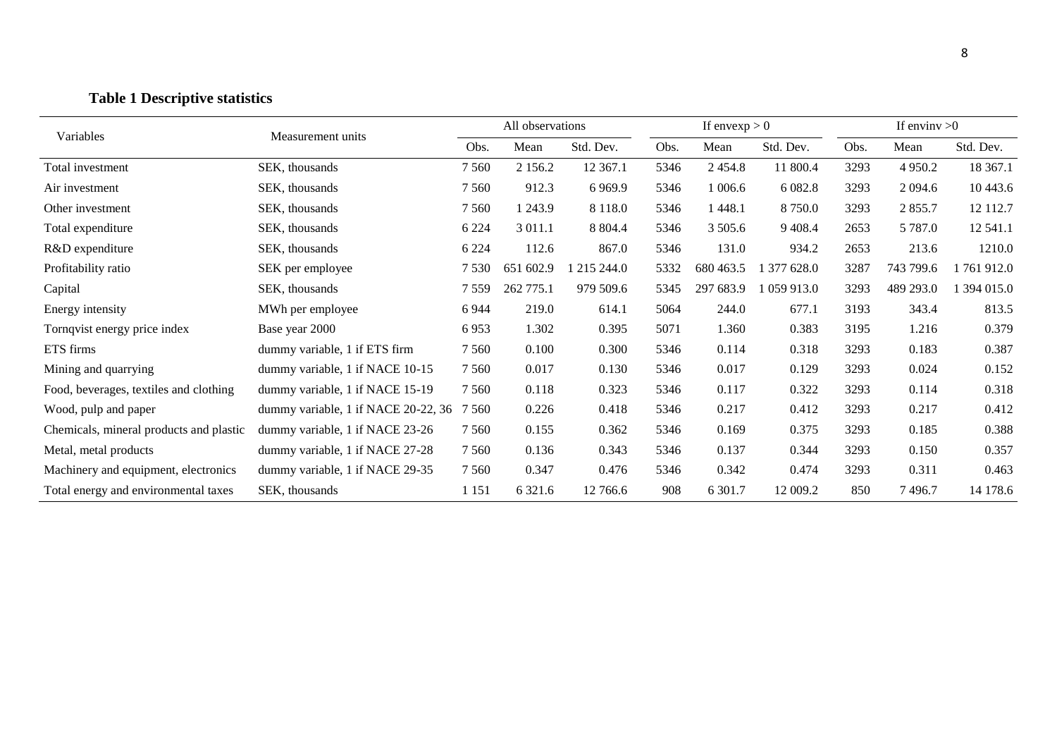**Table 1 Descriptive statistics**

| Variables | Measurement units | All observations | | | If envexp > 0 | | | If envinv >0 | | |
|---|---|---|---|---|---|---|---|---|---|---|
| | | Obs. | Mean | Std. Dev. | Obs. | Mean | Std. Dev. | Obs. | Mean | Std. Dev. |
| Total investment | SEK, thousands | 7 560 | 2 156.2 | 12 367.1 | 5346 | 2 454.8 | 11 800.4 | 3293 | 4 950.2 | 18 367.1 |
| Air investment | SEK, thousands | 7 560 | 912.3 | 6 969.9 | 5346 | 1 006.6 | 6 082.8 | 3293 | 2 094.6 | 10 443.6 |
| Other investment | SEK, thousands | 7 560 | 1 243.9 | 8 118.0 | 5346 | 1 448.1 | 8 750.0 | 3293 | 2 855.7 | 12 112.7 |
| Total expenditure | SEK, thousands | 6 224 | 3 011.1 | 8 804.4 | 5346 | 3 505.6 | 9 408.4 | 2653 | 5 787.0 | 12 541.1 |
| R&D expenditure | SEK, thousands | 6 224 | 112.6 | 867.0 | 5346 | 131.0 | 934.2 | 2653 | 213.6 | 1210.0 |
| Profitability ratio | SEK per employee | 7 530 | 651 602.9 | 1 215 244.0 | 5332 | 680 463.5 | 1 377 628.0 | 3287 | 743 799.6 | 1 761 912.0 |
| Capital | SEK, thousands | 7 559 | 262 775.1 | 979 509.6 | 5345 | 297 683.9 | 1 059 913.0 | 3293 | 489 293.0 | 1 394 015.0 |
| Energy intensity | MWh per employee | 6 944 | 219.0 | 614.1 | 5064 | 244.0 | 677.1 | 3193 | 343.4 | 813.5 |
| Tornqvist energy price index | Base year 2000 | 6 953 | 1.302 | 0.395 | 5071 | 1.360 | 0.383 | 3195 | 1.216 | 0.379 |
| ETS firms | dummy variable, 1 if ETS firm | 7 560 | 0.100 | 0.300 | 5346 | 0.114 | 0.318 | 3293 | 0.183 | 0.387 |
| Mining and quarrying | dummy variable, 1 if NACE 10-15 | 7 560 | 0.017 | 0.130 | 5346 | 0.017 | 0.129 | 3293 | 0.024 | 0.152 |
| Food, beverages, textiles and clothing | dummy variable, 1 if NACE 15-19 | 7 560 | 0.118 | 0.323 | 5346 | 0.117 | 0.322 | 3293 | 0.114 | 0.318 |
| Wood, pulp and paper | dummy variable, 1 if NACE 20-22, 36 | 7 560 | 0.226 | 0.418 | 5346 | 0.217 | 0.412 | 3293 | 0.217 | 0.412 |
| Chemicals, mineral products and plastic | dummy variable, 1 if NACE 23-26 | 7 560 | 0.155 | 0.362 | 5346 | 0.169 | 0.375 | 3293 | 0.185 | 0.388 |
| Metal, metal products | dummy variable, 1 if NACE 27-28 | 7 560 | 0.136 | 0.343 | 5346 | 0.137 | 0.344 | 3293 | 0.150 | 0.357 |
| Machinery and equipment, electronics | dummy variable, 1 if NACE 29-35 | 7 560 | 0.347 | 0.476 | 5346 | 0.342 | 0.474 | 3293 | 0.311 | 0.463 |
| Total energy and environmental taxes | SEK, thousands | 1 151 | 6 321.6 | 12 766.6 | 908 | 6 301.7 | 12 009.2 | 850 | 7 496.7 | 14 178.6 |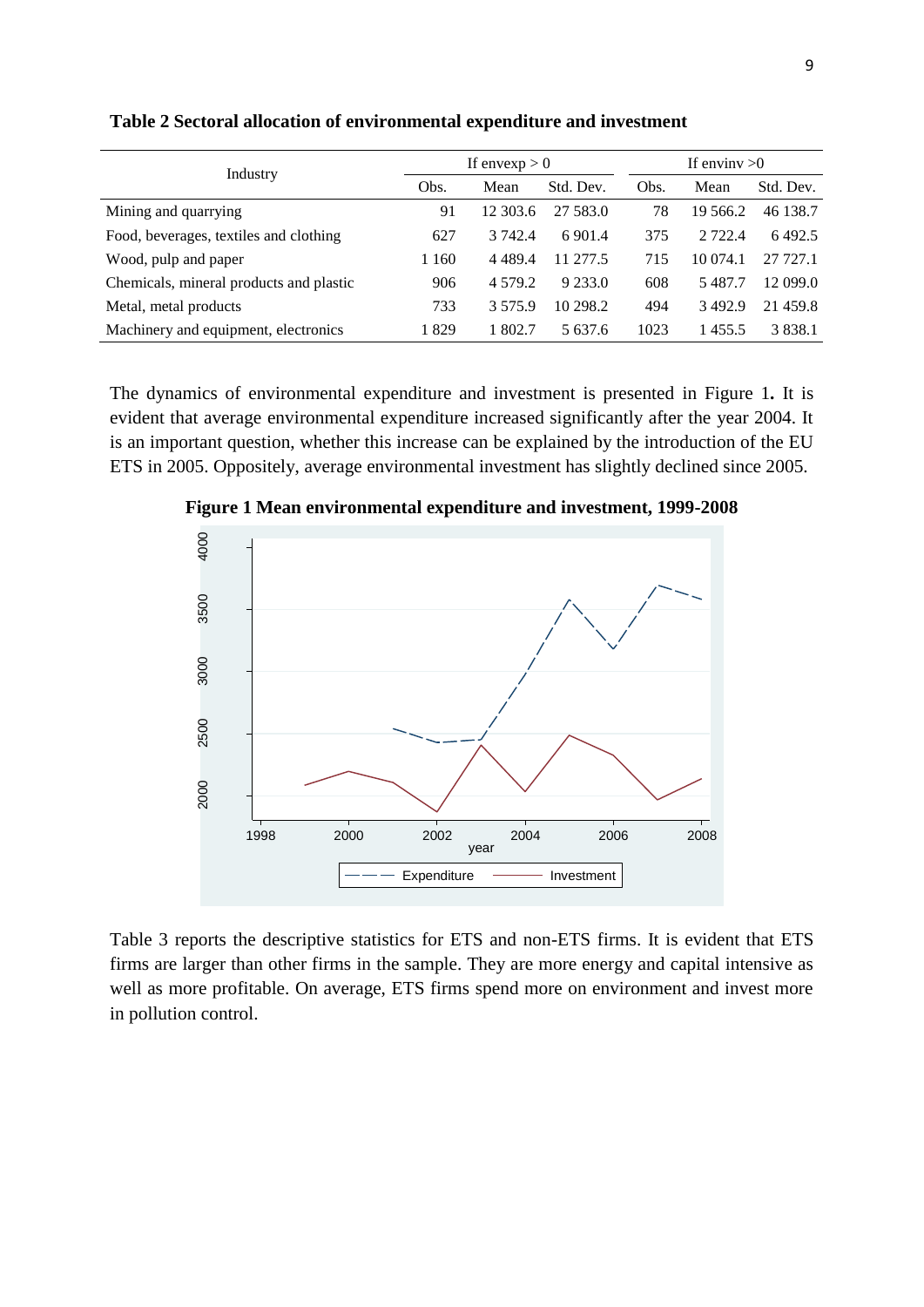**Table 2 Sectoral allocation of environmental expenditure and investment**

| Industry | If envexp > 0 | | | If envinv >0 | | |
|---|---|---|---|---|---|---|
| | Obs. | Mean | Std. Dev. | Obs. | Mean | Std. Dev. |
| Mining and quarrying | 91 | 12 303.6 | 27 583.0 | 78 | 19 566.2 | 46 138.7 |
| Food, beverages, textiles and clothing | 627 | 3 742.4 | 6 901.4 | 375 | 2 722.4 | 6 492.5 |
| Wood, pulp and paper | 1 160 | 4 489.4 | 11 277.5 | 715 | 10 074.1 | 27 727.1 |
| Chemicals, mineral products and plastic | 906 | 4 579.2 | 9 233.0 | 608 | 5 487.7 | 12 099.0 |
| Metal, metal products | 733 | 3 575.9 | 10 298.2 | 494 | 3 492.9 | 21 459.8 |
| Machinery and equipment, electronics | 1 829 | 1 802.7 | 5 637.6 | 1023 | 1 455.5 | 3 838.1 |

The dynamics of environmental expenditure and investment is presented in Figure 1**.** It is evident that average environmental expenditure increased significantly after the year 2004. It is an important question, whether this increase can be explained by the introduction of the EU ETS in 2005. Oppositely, average environmental investment has slightly declined since 2005.

**Figure 1 Mean environmental expenditure and investment, 1999-2008**

Table 3 reports the descriptive statistics for ETS and non-ETS firms. It is evident that ETS firms are larger than other firms in the sample. They are more energy and capital intensive as well as more profitable. On average, ETS firms spend more on environment and invest more in pollution control.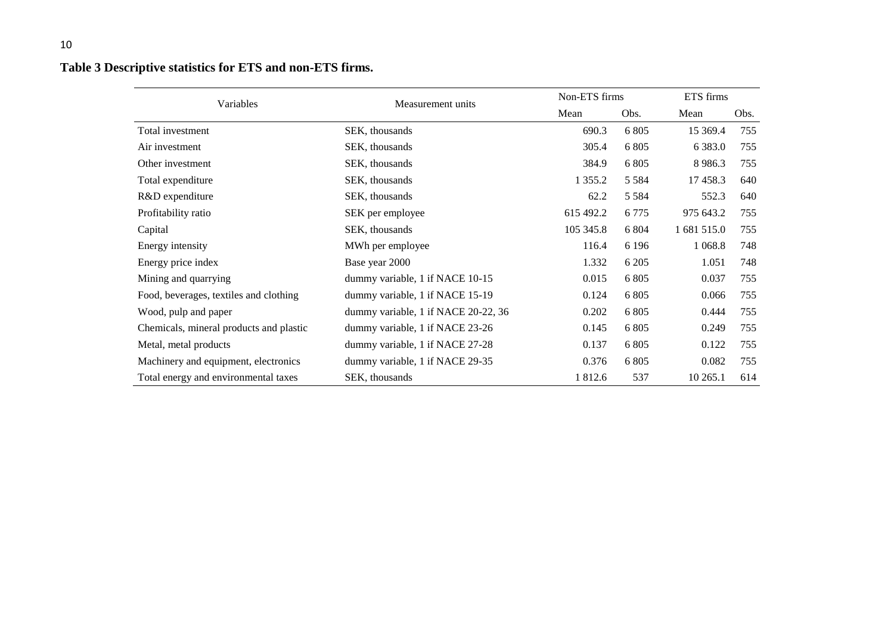**Table 3 Descriptive statistics for ETS and non-ETS firms.**

| Variables | Measurement units | Non-ETS firms | | ETS firms | |
|---|---|---|---|---|---|
| | | Mean | Obs. | Mean | Obs. |
| Total investment | SEK, thousands | 690.3 | 6 805 | 15 369.4 | 755 |
| Air investment | SEK, thousands | 305.4 | 6 805 | 6 383.0 | 755 |
| Other investment | SEK, thousands | 384.9 | 6 805 | 8 986.3 | 755 |
| Total expenditure | SEK, thousands | 1 355.2 | 5 584 | 17 458.3 | 640 |
| R&D expenditure | SEK, thousands | 62.2 | 5 584 | 552.3 | 640 |
| Profitability ratio | SEK per employee | 615 492.2 | 6 775 | 975 643.2 | 755 |
| Capital | SEK, thousands | 105 345.8 | 6 804 | 1 681 515.0 | 755 |
| Energy intensity | MWh per employee | 116.4 | 6 196 | 1 068.8 | 748 |
| Energy price index | Base year 2000 | 1.332 | 6 205 | 1.051 | 748 |
| Mining and quarrying | dummy variable, 1 if NACE 10-15 | 0.015 | 6 805 | 0.037 | 755 |
| Food, beverages, textiles and clothing | dummy variable, 1 if NACE 15-19 | 0.124 | 6 805 | 0.066 | 755 |
| Wood, pulp and paper | dummy variable, 1 if NACE 20-22, 36 | 0.202 | 6 805 | 0.444 | 755 |
| Chemicals, mineral products and plastic | dummy variable, 1 if NACE 23-26 | 0.145 | 6 805 | 0.249 | 755 |
| Metal, metal products | dummy variable, 1 if NACE 27-28 | 0.137 | 6 805 | 0.122 | 755 |
| Machinery and equipment, electronics | dummy variable, 1 if NACE 29-35 | 0.376 | 6 805 | 0.082 | 755 |
| Total energy and environmental taxes | SEK, thousands | 1 812.6 | 537 | 10 265.1 | 614 |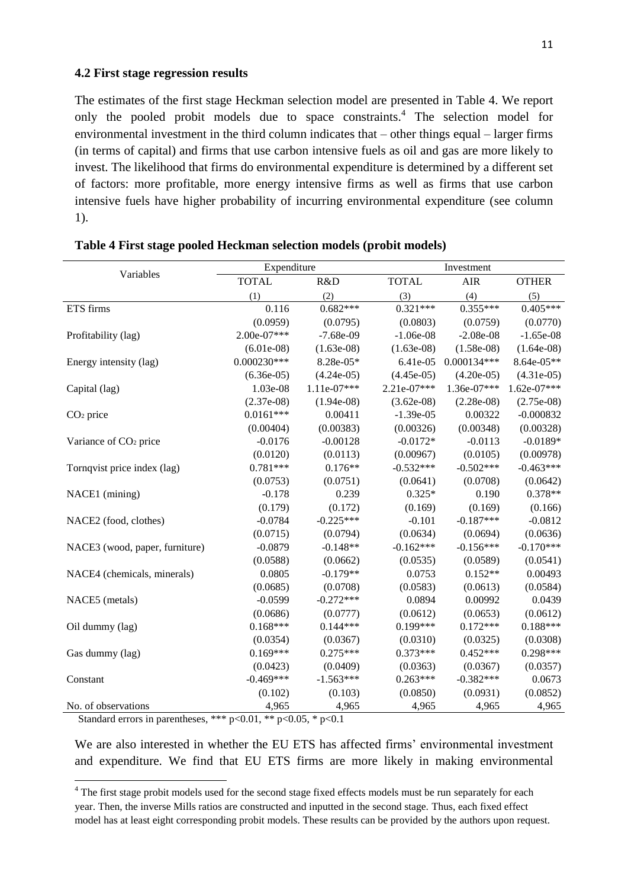### 4.2 First stage regression results

The estimates of the first stage Heckman selection model are presented in Table 4. We report only the pooled probit models due to space constraints.[4] The selection model for environmental investment in the third column indicates that – other things equal – larger firms (in terms of capital) and firms that use carbon intensive fuels as oil and gas are more likely to invest. The likelihood that firms do environmental expenditure is determined by a different set of factors: more profitable, more energy intensive firms as well as firms that use carbon intensive fuels have higher probability of incurring environmental expenditure (see column 1).

**Table 4 First stage pooled Heckman selection models (probit models)**

| Variables | Expenditure | | Investment | | |
|---|---|---|---|---|---|
| | TOTAL | R&D | TOTAL | AIR | OTHER |
| | (1) | (2) | (3) | (4) | (5) |
| ETS firms | 0.116 | 0.682*** | 0.321*** | 0.355*** | 0.405*** |
| | (0.0959) | (0.0795) | (0.0803) | (0.0759) | (0.0770) |
| Profitability (lag) | 2.00e-07*** | -7.68e-09 | -1.06e-08 | -2.08e-08 | -1.65e-08 |
| | (6.01e-08) | (1.63e-08) | (1.63e-08) | (1.58e-08) | (1.64e-08) |
| Energy intensity (lag) | 0.000230*** | 8.28e-05* | 6.41e-05 | 0.000134*** | 8.64e-05** |
| | (6.36e-05) | (4.24e-05) | (4.45e-05) | (4.20e-05) | (4.31e-05) |
| Capital (lag) | 1.03e-08 | 1.11e-07*** | 2.21e-07*** | 1.36e-07*** | 1.62e-07*** |
| | (2.37e-08) | (1.94e-08) | (3.62e-08) | (2.28e-08) | (2.75e-08) |
| $CO_2$ price | 0.0161*** | 0.00411 | -1.39e-05 | 0.00322 | -0.000832 |
| | (0.00404) | (0.00383) | (0.00326) | (0.00348) | (0.00328) |
| Variance of $CO_2$ price | -0.0176 | -0.00128 | -0.0172* | -0.0113 | -0.0189* |
| | (0.0120) | (0.0113) | (0.00967) | (0.0105) | (0.00978) |
| Tornqvist price index (lag) | 0.781*** | 0.176** | -0.532*** | -0.502*** | -0.463*** |
| | (0.0753) | (0.0751) | (0.0641) | (0.0708) | (0.0642) |
| NACE1 (mining) | -0.178 | 0.239 | 0.325* | 0.190 | 0.378** |
| | (0.179) | (0.172) | (0.169) | (0.169) | (0.166) |
| NACE2 (food, clothes) | -0.0784 | -0.225*** | -0.101 | -0.187*** | -0.0812 |
| | (0.0715) | (0.0794) | (0.0634) | (0.0694) | (0.0636) |
| NACE3 (wood, paper, furniture) | -0.0879 | -0.148** | -0.162*** | -0.156*** | -0.170*** |
| | (0.0588) | (0.0662) | (0.0535) | (0.0589) | (0.0541) |
| NACE4 (chemicals, minerals) | 0.0805 | -0.179** | 0.0753 | 0.152** | 0.00493 |
| | (0.0685) | (0.0708) | (0.0583) | (0.0613) | (0.0584) |
| NACE5 (metals) | -0.0599 | -0.272*** | 0.0894 | 0.00992 | 0.0439 |
| | (0.0686) | (0.0777) | (0.0612) | (0.0653) | (0.0612) |
| Oil dummy (lag) | 0.168*** | 0.144*** | 0.199*** | 0.172*** | 0.188*** |
| | (0.0354) | (0.0367) | (0.0310) | (0.0325) | (0.0308) |
| Gas dummy (lag) | 0.169*** | 0.275*** | 0.373*** | 0.452*** | 0.298*** |
| | (0.0423) | (0.0409) | (0.0363) | (0.0367) | (0.0357) |
| Constant | -0.469*** | -1.563*** | 0.263*** | -0.382*** | 0.0673 |
| | (0.102) | (0.103) | (0.0850) | (0.0931) | (0.0852) |
| No. of observations | 4,965 | 4,965 | 4,965 | 4,965 | 4,965 |

Standard errors in parentheses, *** $p<0.01$, ** $p<0.05$, * $p<0.1$

We are also interested in whether the EU ETS has affected firms' environmental investment and expenditure. We find that EU ETS firms are more likely in making environmental

[4] The first stage probit models used for the second stage fixed effects models must be run separately for each year. Then, the inverse Mills ratios are constructed and inputted in the second stage. Thus, each fixed effect model has at least eight corresponding probit models. These results can be provided by the authors upon request.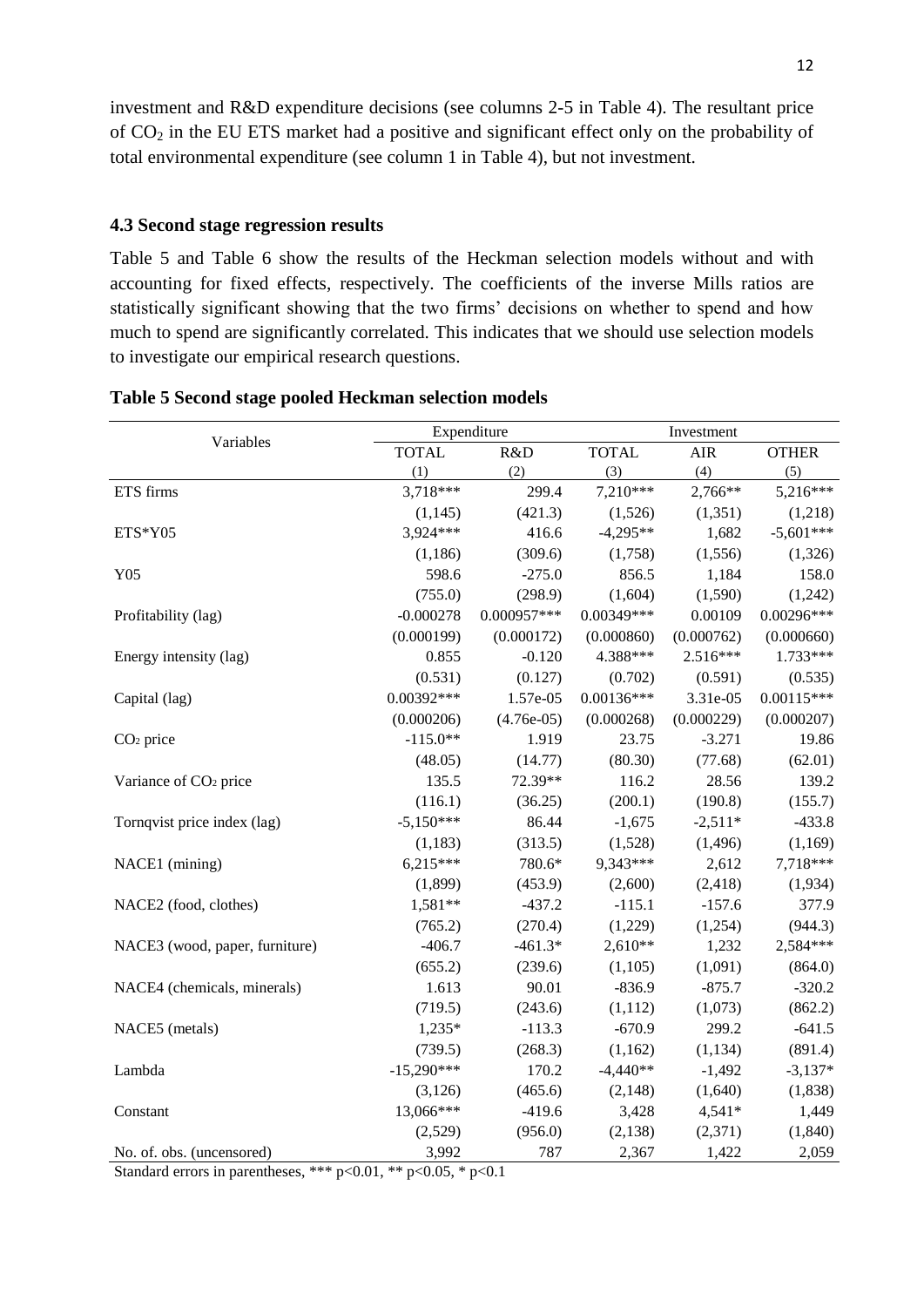investment and R&D expenditure decisions (see columns 2-5 in Table 4). The resultant price of $CO_2$ in the EU ETS market had a positive and significant effect only on the probability of total environmental expenditure (see column 1 in Table 4), but not investment.

### 4.3 Second stage regression results

Table 5 and Table 6 show the results of the Heckman selection models without and with accounting for fixed effects, respectively. The coefficients of the inverse Mills ratios are statistically significant showing that the two firms' decisions on whether to spend and how much to spend are significantly correlated. This indicates that we should use selection models to investigate our empirical research questions.

**Table 5 Second stage pooled Heckman selection models**

| Variables | Expenditure | | Investment | | |
|---|---|---|---|---|---|
| | TOTAL | R&D | TOTAL | AIR | OTHER |
| | (1) | (2) | (3) | (4) | (5) |
| ETS firms | 3,718*** | 299.4 | 7,210*** | 2,766** | 5,216*** |
| | (1,145) | (421.3) | (1,526) | (1,351) | (1,218) |
| ETS*Y05 | 3,924*** | 416.6 | -4,295** | 1,682 | -5,601*** |
| | (1,186) | (309.6) | (1,758) | (1,556) | (1,326) |
| Y05 | 598.6 | -275.0 | 856.5 | 1,184 | 158.0 |
| | (755.0) | (298.9) | (1,604) | (1,590) | (1,242) |
| Profitability (lag) | -0.000278 | 0.000957*** | 0.00349*** | 0.00109 | 0.00296*** |
| | (0.000199) | (0.000172) | (0.000860) | (0.000762) | (0.000660) |
| Energy intensity (lag) | 0.855 | -0.120 | 4.388*** | 2.516*** | 1.733*** |
| | (0.531) | (0.127) | (0.702) | (0.591) | (0.535) |
| Capital (lag) | 0.00392*** | 1.57e-05 | 0.00136*** | 3.31e-05 | 0.00115*** |
| | (0.000206) | (4.76e-05) | (0.000268) | (0.000229) | (0.000207) |
| $CO_2$ price | -115.0** | 1.919 | 23.75 | -3.271 | 19.86 |
| | (48.05) | (14.77) | (80.30) | (77.68) | (62.01) |
| Variance of $CO_2$ price | 135.5 | 72.39** | 116.2 | 28.56 | 139.2 |
| | (116.1) | (36.25) | (200.1) | (190.8) | (155.7) |
| Tornqvist price index (lag) | -5,150*** | 86.44 | -1,675 | -2,511* | -433.8 |
| | (1,183) | (313.5) | (1,528) | (1,496) | (1,169) |
| NACE1 (mining) | 6,215*** | 780.6* | 9,343*** | 2,612 | 7,718*** |
| | (1,899) | (453.9) | (2,600) | (2,418) | (1,934) |
| NACE2 (food, clothes) | 1,581** | -437.2 | -115.1 | -157.6 | 377.9 |
| | (765.2) | (270.4) | (1,229) | (1,254) | (944.3) |
| NACE3 (wood, paper, furniture) | -406.7 | -461.3* | 2,610** | 1,232 | 2,584*** |
| | (655.2) | (239.6) | (1,105) | (1,091) | (864.0) |
| NACE4 (chemicals, minerals) | 1.613 | 90.01 | -836.9 | -875.7 | -320.2 |
| | (719.5) | (243.6) | (1,112) | (1,073) | (862.2) |
| NACE5 (metals) | 1,235* | -113.3 | -670.9 | 299.2 | -641.5 |
| | (739.5) | (268.3) | (1,162) | (1,134) | (891.4) |
| Lambda | -15,290*** | 170.2 | -4,440** | -1,492 | -3,137* |
| | (3,126) | (465.6) | (2,148) | (1,640) | (1,838) |
| Constant | 13,066*** | -419.6 | 3,428 | 4,541* | 1,449 |
| | (2,529) | (956.0) | (2,138) | (2,371) | (1,840) |
| No. of. obs. (uncensored) | 3,992 | 787 | 2,367 | 1,422 | 2,059 |

Standard errors in parentheses, *** p<0.01, ** p<0.05, * p<0.1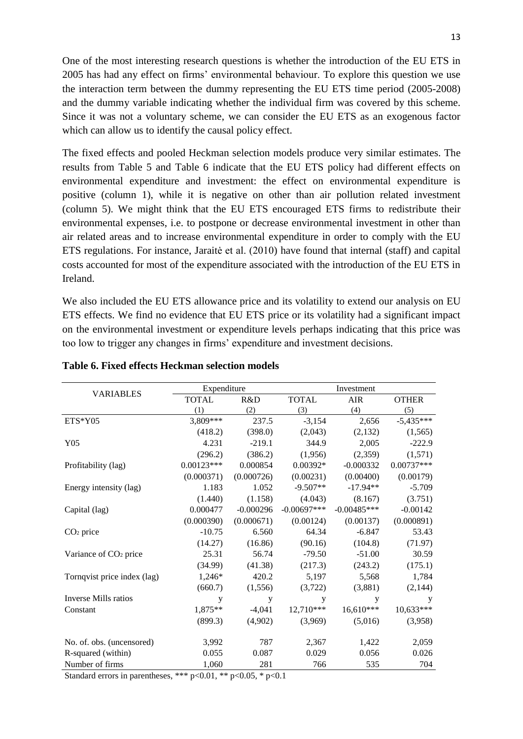One of the most interesting research questions is whether the introduction of the EU ETS in 2005 has had any effect on firms' environmental behaviour. To explore this question we use the interaction term between the dummy representing the EU ETS time period (2005-2008) and the dummy variable indicating whether the individual firm was covered by this scheme. Since it was not a voluntary scheme, we can consider the EU ETS as an exogenous factor which can allow us to identify the causal policy effect.

The fixed effects and pooled Heckman selection models produce very similar estimates. The results from Table 5 and Table 6 indicate that the EU ETS policy had different effects on environmental expenditure and investment: the effect on environmental expenditure is positive (column 1), while it is negative on other than air pollution related investment (column 5). We might think that the EU ETS encouraged ETS firms to redistribute their environmental expenses, i.e. to postpone or decrease environmental investment in other than air related areas and to increase environmental expenditure in order to comply with the EU ETS regulations. For instance, Jaraitė et al. (2010) have found that internal (staff) and capital costs accounted for most of the expenditure associated with the introduction of the EU ETS in Ireland.

We also included the EU ETS allowance price and its volatility to extend our analysis on EU ETS effects. We find no evidence that EU ETS price or its volatility had a significant impact on the environmental investment or expenditure levels perhaps indicating that this price was too low to trigger any changes in firms' expenditure and investment decisions.

**Table 6. Fixed effects Heckman selection models**

| VARIABLES | Expenditure | | Investment | | |
|---|---|---|---|---|---|
| | TOTAL | R&D | TOTAL | AIR | OTHER |
| | (1) | (2) | (3) | (4) | (5) |
| ETS*Y05 | 3,809*** | 237.5 | -3,154 | 2,656 | -5,435*** |
| | (418.2) | (398.0) | (2,043) | (2,132) | (1,565) |
| Y05 | 4.231 | -219.1 | 344.9 | 2,005 | -222.9 |
| | (296.2) | (386.2) | (1,956) | (2,359) | (1,571) |
| Profitability (lag) | 0.00123*** | 0.000854 | 0.00392* | -0.000332 | 0.00737*** |
| | (0.000371) | (0.000726) | (0.00231) | (0.00400) | (0.00179) |
| Energy intensity (lag) | 1.183 | 1.052 | -9.507** | -17.94** | -5.709 |
| | (1.440) | (1.158) | (4.043) | (8.167) | (3.751) |
| Capital (lag) | 0.000477 | -0.000296 | -0.00697*** | -0.00485*** | -0.00142 |
| | (0.000390) | (0.000671) | (0.00124) | (0.00137) | (0.000891) |
| $CO_2$ price | -10.75 | 6.560 | 64.34 | -6.847 | 53.43 |
| | (14.27) | (16.86) | (90.16) | (104.8) | (71.97) |
| Variance of $CO_2$ price | 25.31 | 56.74 | -79.50 | -51.00 | 30.59 |
| | (34.99) | (41.38) | (217.3) | (243.2) | (175.1) |
| Tornqvist price index (lag) | 1,246* | 420.2 | 5,197 | 5,568 | 1,784 |
| | (660.7) | (1,556) | (3,722) | (3,881) | (2,144) |
| Inverse Mills ratios | y | y | y | y | y |
| Constant | 1,875** | -4,041 | 12,710*** | 16,610*** | 10,633*** |
| | (899.3) | (4,902) | (3,969) | (5,016) | (3,958) |
| No. of. obs. (uncensored) | 3,992 | 787 | 2,367 | 1,422 | 2,059 |
| R-squared (within) | 0.055 | 0.087 | 0.029 | 0.056 | 0.026 |
| Number of firms | 1,060 | 281 | 766 | 535 | 704 |

Standard errors in parentheses, *** $p<0.01$, ** $p<0.05$, * $p<0.1$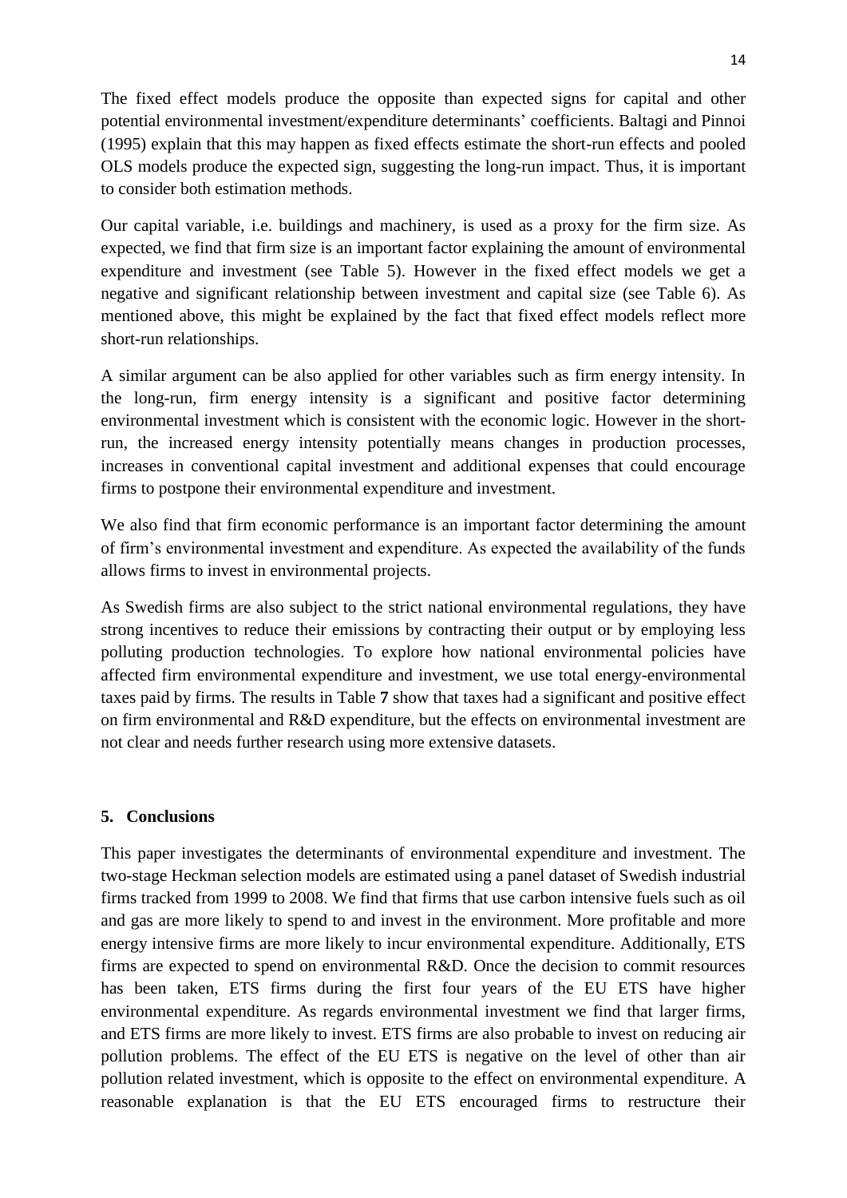The fixed effect models produce the opposite than expected signs for capital and other potential environmental investment/expenditure determinants' coefficients. Baltagi and Pinnoi (1995) explain that this may happen as fixed effects estimate the short-run effects and pooled OLS models produce the expected sign, suggesting the long-run impact. Thus, it is important to consider both estimation methods.

Our capital variable, i.e. buildings and machinery, is used as a proxy for the firm size. As expected, we find that firm size is an important factor explaining the amount of environmental expenditure and investment (see Table 5). However in the fixed effect models we get a negative and significant relationship between investment and capital size (see Table 6). As mentioned above, this might be explained by the fact that fixed effect models reflect more short-run relationships.

A similar argument can be also applied for other variables such as firm energy intensity. In the long-run, firm energy intensity is a significant and positive factor determining environmental investment which is consistent with the economic logic. However in the short-run, the increased energy intensity potentially means changes in production processes, increases in conventional capital investment and additional expenses that could encourage firms to postpone their environmental expenditure and investment.

We also find that firm economic performance is an important factor determining the amount of firm's environmental investment and expenditure. As expected the availability of the funds allows firms to invest in environmental projects.

As Swedish firms are also subject to the strict national environmental regulations, they have strong incentives to reduce their emissions by contracting their output or by employing less polluting production technologies. To explore how national environmental policies have affected firm environmental expenditure and investment, we use total energy-environmental taxes paid by firms. The results in Table **7** show that taxes had a significant and positive effect on firm environmental and R&D expenditure, but the effects on environmental investment are not clear and needs further research using more extensive datasets.

## 5. Conclusions

This paper investigates the determinants of environmental expenditure and investment. The two-stage Heckman selection models are estimated using a panel dataset of Swedish industrial firms tracked from 1999 to 2008. We find that firms that use carbon intensive fuels such as oil and gas are more likely to spend to and invest in the environment. More profitable and more energy intensive firms are more likely to incur environmental expenditure. Additionally, ETS firms are expected to spend on environmental R&D. Once the decision to commit resources has been taken, ETS firms during the first four years of the EU ETS have higher environmental expenditure. As regards environmental investment we find that larger firms, and ETS firms are more likely to invest. ETS firms are also probable to invest on reducing air pollution problems. The effect of the EU ETS is negative on the level of other than air pollution related investment, which is opposite to the effect on environmental expenditure. A reasonable explanation is that the EU ETS encouraged firms to restructure their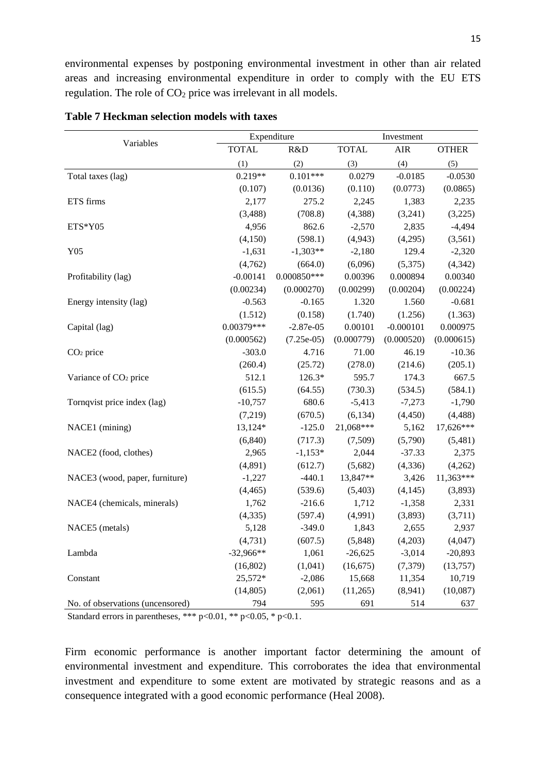environmental expenses by postponing environmental investment in other than air related areas and increasing environmental expenditure in order to comply with the EU ETS regulation. The role of $CO_2$ price was irrelevant in all models.

**Table 7 Heckman selection models with taxes**

| Variables | Expenditure | | Investment | | |
|---|---|---|---|---|---|
| | TOTAL | R&D | TOTAL | AIR | OTHER |
| | (1) | (2) | (3) | (4) | (5) |
| Total taxes (lag) | 0.219** | 0.101*** | 0.0279 | -0.0185 | -0.0530 |
| | (0.107) | (0.0136) | (0.110) | (0.0773) | (0.0865) |
| ETS firms | 2,177 | 275.2 | 2,245 | 1,383 | 2,235 |
| | (3,488) | (708.8) | (4,388) | (3,241) | (3,225) |
| ETS*Y05 | 4,956 | 862.6 | -2,570 | 2,835 | -4,494 |
| | (4,150) | (598.1) | (4,943) | (4,295) | (3,561) |
| Y05 | -1,631 | -1,303** | -2,180 | 129.4 | -2,320 |
| | (4,762) | (664.0) | (6,096) | (5,375) | (4,342) |
| Profitability (lag) | -0.00141 | 0.000850*** | 0.00396 | 0.000894 | 0.00340 |
| | (0.00234) | (0.000270) | (0.00299) | (0.00204) | (0.00224) |
| Energy intensity (lag) | -0.563 | -0.165 | 1.320 | 1.560 | -0.681 |
| | (1.512) | (0.158) | (1.740) | (1.256) | (1.363) |
| Capital (lag) | 0.00379*** | -2.87e-05 | 0.00101 | -0.000101 | 0.000975 |
| | (0.000562) | (7.25e-05) | (0.000779) | (0.000520) | (0.000615) |
| $CO_2$ price | -303.0 | 4.716 | 71.00 | 46.19 | -10.36 |
| | (260.4) | (25.72) | (278.0) | (214.6) | (205.1) |
| Variance of $CO_2$ price | 512.1 | 126.3* | 595.7 | 174.3 | 667.5 |
| | (615.5) | (64.55) | (730.3) | (534.5) | (584.1) |
| Tornqvist price index (lag) | -10,757 | 680.6 | -5,413 | -7,273 | -1,790 |
| | (7,219) | (670.5) | (6,134) | (4,450) | (4,488) |
| NACE1 (mining) | 13,124* | -125.0 | 21,068*** | 5,162 | 17,626*** |
| | (6,840) | (717.3) | (7,509) | (5,790) | (5,481) |
| NACE2 (food, clothes) | 2,965 | -1,153* | 2,044 | -37.33 | 2,375 |
| | (4,891) | (612.7) | (5,682) | (4,336) | (4,262) |
| NACE3 (wood, paper, furniture) | -1,227 | -440.1 | 13,847** | 3,426 | 11,363*** |
| | (4,465) | (539.6) | (5,403) | (4,145) | (3,893) |
| NACE4 (chemicals, minerals) | 1,762 | -216.6 | 1,712 | -1,358 | 2,331 |
| | (4,335) | (597.4) | (4,991) | (3,893) | (3,711) |
| NACE5 (metals) | 5,128 | -349.0 | 1,843 | 2,655 | 2,937 |
| | (4,731) | (607.5) | (5,848) | (4,203) | (4,047) |
| Lambda | -32,966** | 1,061 | -26,625 | -3,014 | -20,893 |
| | (16,802) | (1,041) | (16,675) | (7,379) | (13,757) |
| Constant | 25,572* | -2,086 | 15,668 | 11,354 | 10,719 |
| | (14,805) | (2,061) | (11,265) | (8,941) | (10,087) |
| No. of observations (uncensored) | 794 | 595 | 691 | 514 | 637 |

Standard errors in parentheses, *** $p<0.01$, ** $p<0.05$, * $p<0.1$.

Firm economic performance is another important factor determining the amount of environmental investment and expenditure. This corroborates the idea that environmental investment and expenditure to some extent are motivated by strategic reasons and as a consequence integrated with a good economic performance (Heal 2008).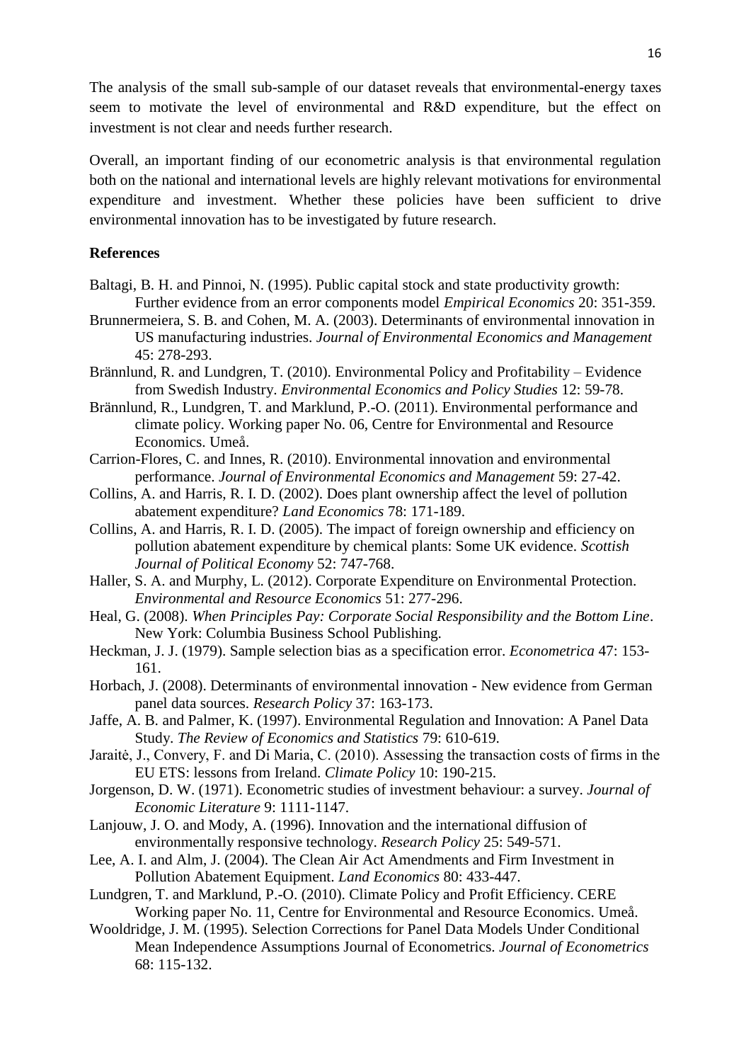The analysis of the small sub-sample of our dataset reveals that environmental-energy taxes seem to motivate the level of environmental and R&D expenditure, but the effect on investment is not clear and needs further research.

Overall, an important finding of our econometric analysis is that environmental regulation both on the national and international levels are highly relevant motivations for environmental expenditure and investment. Whether these policies have been sufficient to drive environmental innovation has to be investigated by future research.

## References

Baltagi, B. H. and Pinnoi, N. (1995). Public capital stock and state productivity growth: Further evidence from an error components model *Empirical Economics* 20: 351-359.

Brunnermeiera, S. B. and Cohen, M. A. (2003). Determinants of environmental innovation in US manufacturing industries. *Journal of Environmental Economics and Management* 45: 278-293.

Brännlund, R. and Lundgren, T. (2010). Environmental Policy and Profitability – Evidence from Swedish Industry. *Environmental Economics and Policy Studies* 12: 59-78.

Brännlund, R., Lundgren, T. and Marklund, P.-O. (2011). Environmental performance and climate policy. Working paper No. 06, Centre for Environmental and Resource Economics. Umeå.

Carrion-Flores, C. and Innes, R. (2010). Environmental innovation and environmental performance. *Journal of Environmental Economics and Management* 59: 27-42.

Collins, A. and Harris, R. I. D. (2002). Does plant ownership affect the level of pollution abatement expenditure? *Land Economics* 78: 171-189.

Collins, A. and Harris, R. I. D. (2005). The impact of foreign ownership and efficiency on pollution abatement expenditure by chemical plants: Some UK evidence. *Scottish Journal of Political Economy* 52: 747-768.

Haller, S. A. and Murphy, L. (2012). Corporate Expenditure on Environmental Protection. *Environmental and Resource Economics* 51: 277-296.

Heal, G. (2008). *When Principles Pay: Corporate Social Responsibility and the Bottom Line*. New York: Columbia Business School Publishing.

Heckman, J. J. (1979). Sample selection bias as a specification error. *Econometrica* 47: 153-161.

Horbach, J. (2008). Determinants of environmental innovation - New evidence from German panel data sources. *Research Policy* 37: 163-173.

Jaffe, A. B. and Palmer, K. (1997). Environmental Regulation and Innovation: A Panel Data Study. *The Review of Economics and Statistics* 79: 610-619.

Jaraitė, J., Convery, F. and Di Maria, C. (2010). Assessing the transaction costs of firms in the EU ETS: lessons from Ireland. *Climate Policy* 10: 190-215.

Jorgenson, D. W. (1971). Econometric studies of investment behaviour: a survey. *Journal of Economic Literature* 9: 1111-1147.

Lanjouw, J. O. and Mody, A. (1996). Innovation and the international diffusion of environmentally responsive technology. *Research Policy* 25: 549-571.

Lee, A. I. and Alm, J. (2004). The Clean Air Act Amendments and Firm Investment in Pollution Abatement Equipment. *Land Economics* 80: 433-447.

Lundgren, T. and Marklund, P.-O. (2010). Climate Policy and Profit Efficiency. CERE Working paper No. 11, Centre for Environmental and Resource Economics. Umeå.

Wooldridge, J. M. (1995). Selection Corrections for Panel Data Models Under Conditional Mean Independence Assumptions Journal of Econometrics. *Journal of Econometrics* 68: 115-132.